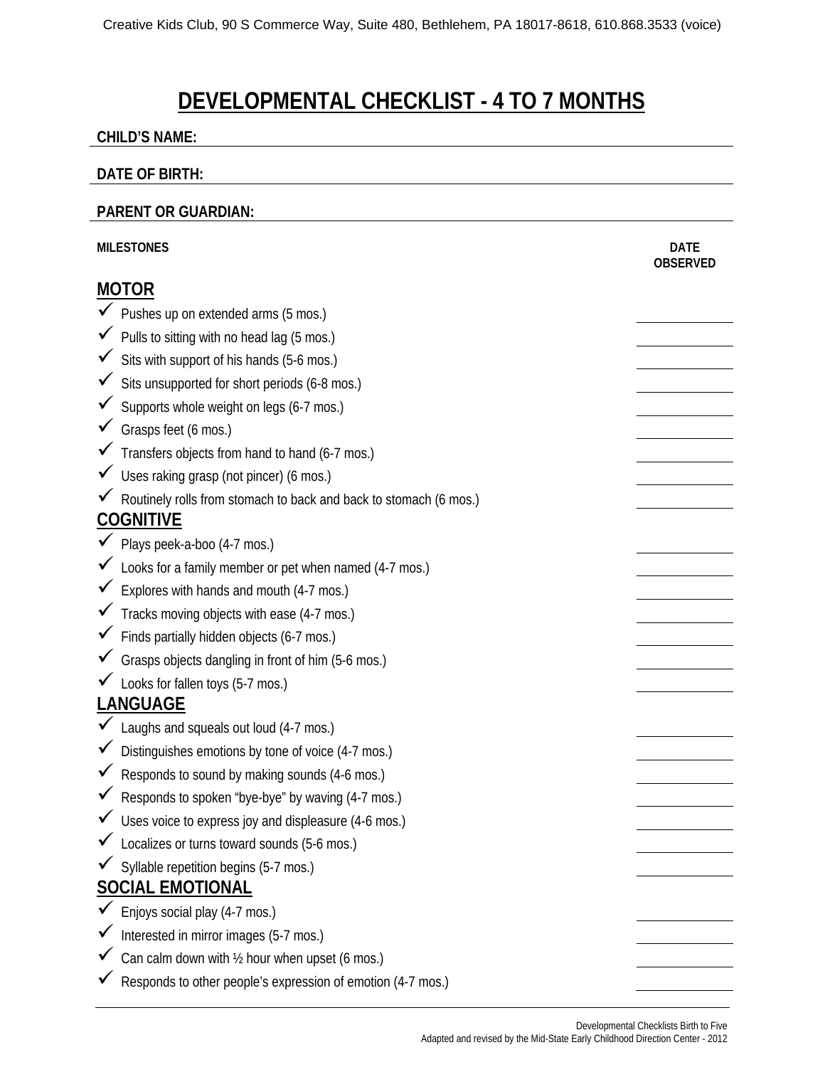Creative Kids Club, 90 S Commerce Way, Suite 480, Bethlehem, PA 18017-8618, 610.868.3533 (voice)

# DEVELOPMENTAL CHECKLIST - 4 TO 7 MONTHS

**CHILD'S NAME:** 

**DATE OF BIRTH:** 

**PARENT OR GUARDIAN:** 

| MILESTONES | DATE OBSERVED |
|---|---|
| **MOTOR** | |
| ✓ Pushes up on extended arms (5 mos.) | |
| ✓ Pulls to sitting with no head lag (5 mos.) | |
| ✓ Sits with support of his hands (5-6 mos.) | |
| ✓ Sits unsupported for short periods (6-8 mos.) | |
| ✓ Supports whole weight on legs (6-7 mos.) | |
| ✓ Grasps feet (6 mos.) | |
| ✓ Transfers objects from hand to hand (6-7 mos.) | |
| ✓ Uses raking grasp (not pincer) (6 mos.) | |
| ✓ Routinely rolls from stomach to back and back to stomach (6 mos.) | |
| **COGNITIVE** | |
| ✓ Plays peek-a-boo (4-7 mos.) | |
| ✓ Looks for a family member or pet when named (4-7 mos.) | |
| ✓ Explores with hands and mouth (4-7 mos.) | |
| ✓ Tracks moving objects with ease (4-7 mos.) | |
| ✓ Finds partially hidden objects (6-7 mos.) | |
| ✓ Grasps objects dangling in front of him (5-6 mos.) | |
| ✓ Looks for fallen toys (5-7 mos.) | |
| **LANGUAGE** | |
| ✓ Laughs and squeals out loud (4-7 mos.) | |
| ✓ Distinguishes emotions by tone of voice (4-7 mos.) | |
| ✓ Responds to sound by making sounds (4-6 mos.) | |
| ✓ Responds to spoken "bye-bye" by waving (4-7 mos.) | |
| ✓ Uses voice to express joy and displeasure (4-6 mos.) | |
| ✓ Localizes or turns toward sounds (5-6 mos.) | |
| ✓ Syllable repetition begins (5-7 mos.) | |
| **SOCIAL EMOTIONAL** | |
| ✓ Enjoys social play (4-7 mos.) | |
| ✓ Interested in mirror images (5-7 mos.) | |
| ✓ Can calm down with ½ hour when upset (6 mos.) | |
| ✓ Responds to other people's expression of emotion (4-7 mos.) | |

Developmental Checklists Birth to Five
Adapted and revised by the Mid-State Early Childhood Direction Center - 2012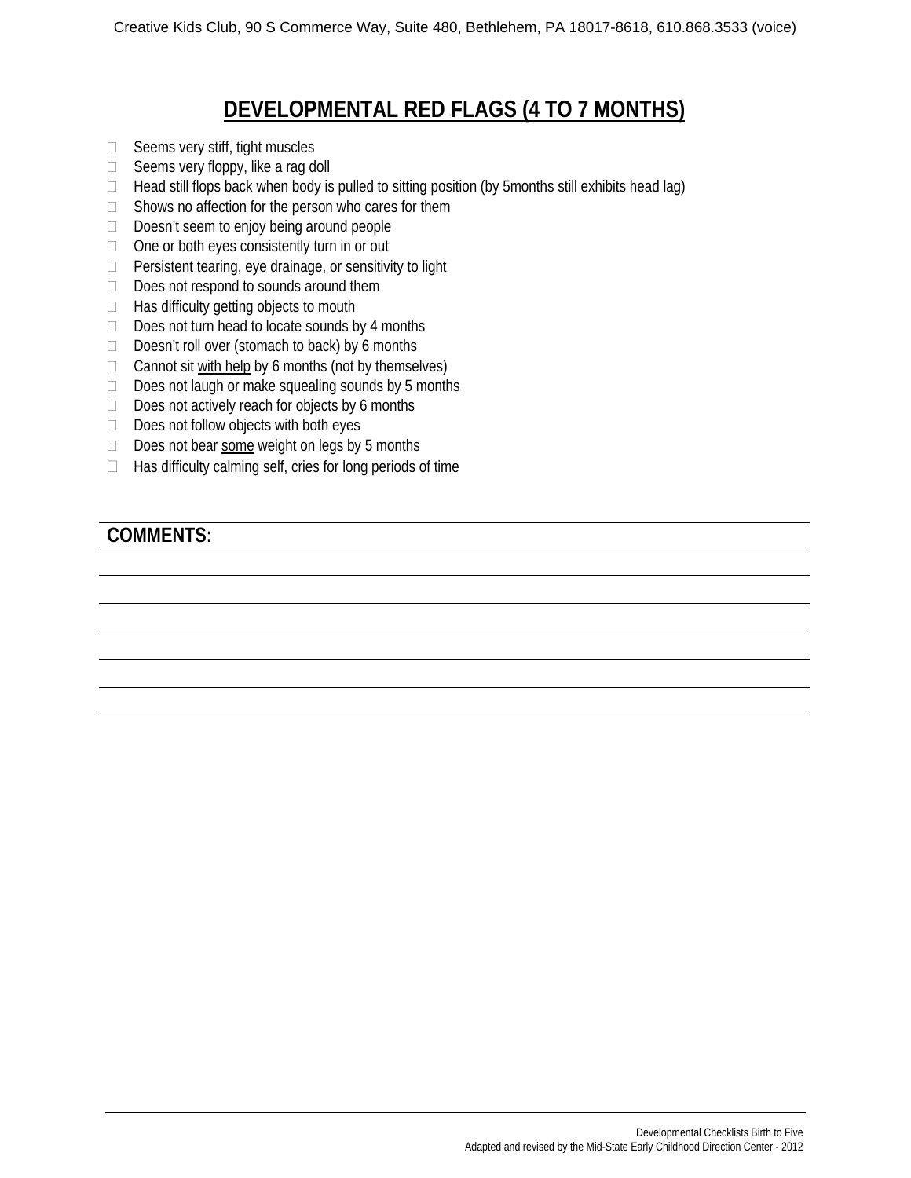## DEVELOPMENTAL RED FLAGS (4 TO 7 MONTHS)

- ☐ Seems very stiff, tight muscles
- ☐ Seems very floppy, like a rag doll
- ☐ Head still flops back when body is pulled to sitting position (by 5months still exhibits head lag)
- ☐ Shows no affection for the person who cares for them
- ☐ Doesn't seem to enjoy being around people
- ☐ One or both eyes consistently turn in or out
- ☐ Persistent tearing, eye drainage, or sensitivity to light
- ☐ Does not respond to sounds around them
- ☐ Has difficulty getting objects to mouth
- ☐ Does not turn head to locate sounds by 4 months
- ☐ Doesn't roll over (stomach to back) by 6 months
- ☐ Cannot sit <u>with help</u> by 6 months (not by themselves)
- ☐ Does not laugh or make squealing sounds by 5 months
- ☐ Does not actively reach for objects by 6 months
- ☐ Does not follow objects with both eyes
- ☐ Does not bear <u>some</u> weight on legs by 5 months
- ☐ Has difficulty calming self, cries for long periods of time

**COMMENTS:**

Developmental Checklists Birth to Five
Adapted and revised by the Mid-State Early Childhood Direction Center - 2012